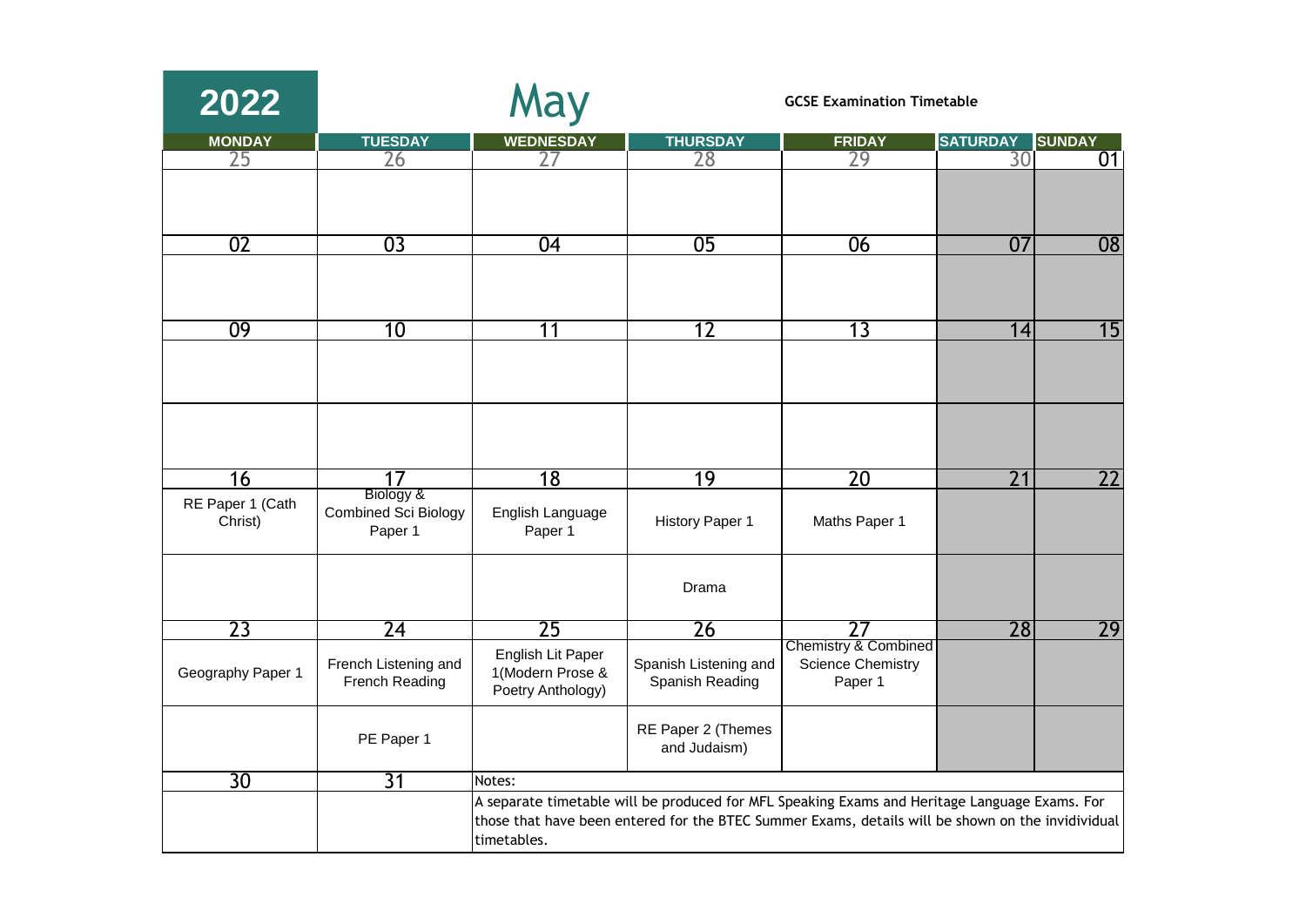# 2022 May

**GCSE Examination Timetable**

| MONDAY | TUESDAY | WEDNESDAY | THURSDAY | FRIDAY | SATURDAY | SUNDAY |
|---|---|---|---|---|---|---|
| 25 | 26 | 27 | 28 | 29 | 30 | 01 |
| | | | | | | |
| 02 | 03 | 04 | 05 | 06 | 07 | 08 |
| | | | | | | |
| 09 | 10 | 11 | 12 | 13 | 14 | 15 |
| | | | | | | |
| | | | | | | |
| 16 | 17 | 18 | 19 | 20 | 21 | 22 |
| RE Paper 1 (Cath Christ) | Biology & Combined Sci Biology Paper 1 | English Language Paper 1 | History Paper 1 | Maths Paper 1 | | |
| | | | Drama | | | |
| 23 | 24 | 25 | 26 | 27 | 28 | 29 |
| Geography Paper 1 | French Listening and French Reading | English Lit Paper 1(Modern Prose & Poetry Anthology) | Spanish Listening and Spanish Reading | Chemistry & Combined Science Chemistry Paper 1 | | |
| | PE Paper 1 | | RE Paper 2 (Themes and Judaism) | | | |
| 30 | 31 | Notes: | | | | |
| | | A separate timetable will be produced for MFL Speaking Exams and Heritage Language Exams. For those that have been entered for the BTEC Summer Exams, details will be shown on the invidividual timetables. | | | | |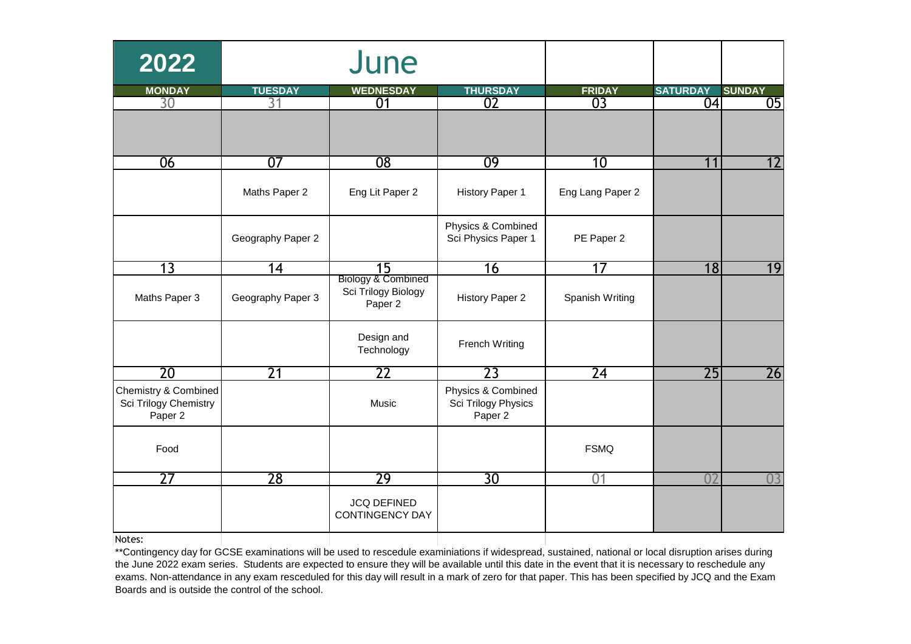| 2022 | June | | | | | |
|---|---|---|---|---|---|---|
| **MONDAY** | **TUESDAY** | **WEDNESDAY** | **THURSDAY** | **FRIDAY** | **SATURDAY** | **SUNDAY** |
| 30 | 31 | 01 | 02 | 03 | 04 | 05 |
| | | | | | | |
| 06 | 07 | 08 | 09 | 10 | 11 | 12 |
| | Maths Paper 2 | Eng Lit Paper 2 | History Paper 1 | Eng Lang Paper 2 | | |
| | Geography Paper 2 | | Physics & Combined Sci Physics Paper 1 | PE Paper 2 | | |
| 13 | 14 | 15 | 16 | 17 | 18 | 19 |
| Maths Paper 3 | Geography Paper 3 | Biology & Combined Sci Trilogy Biology Paper 2 | History Paper 2 | Spanish Writing | | |
| | | Design and Technology | French Writing | | | |
| 20 | 21 | 22 | 23 | 24 | 25 | 26 |
| Chemistry & Combined Sci Trilogy Chemistry Paper 2 | | Music | Physics & Combined Sci Trilogy Physics Paper 2 | | | |
| Food | | | | FSMQ | | |
| 27 | 28 | 29 | 30 | 01 | 02 | 03 |
| | | JCQ DEFINED CONTINGENCY DAY | | | | |

Notes:

**Contingency day for GCSE examinations will be used to rescedule examiniations if widespread, sustained, national or local disruption arises during the June 2022 exam series. Students are expected to ensure they will be available until this date in the event that it is necessary to reschedule any exams. Non-attendance in any exam resceduled for this day will result in a mark of zero for that paper. This has been specified by JCQ and the Exam Boards and is outside the control of the school.